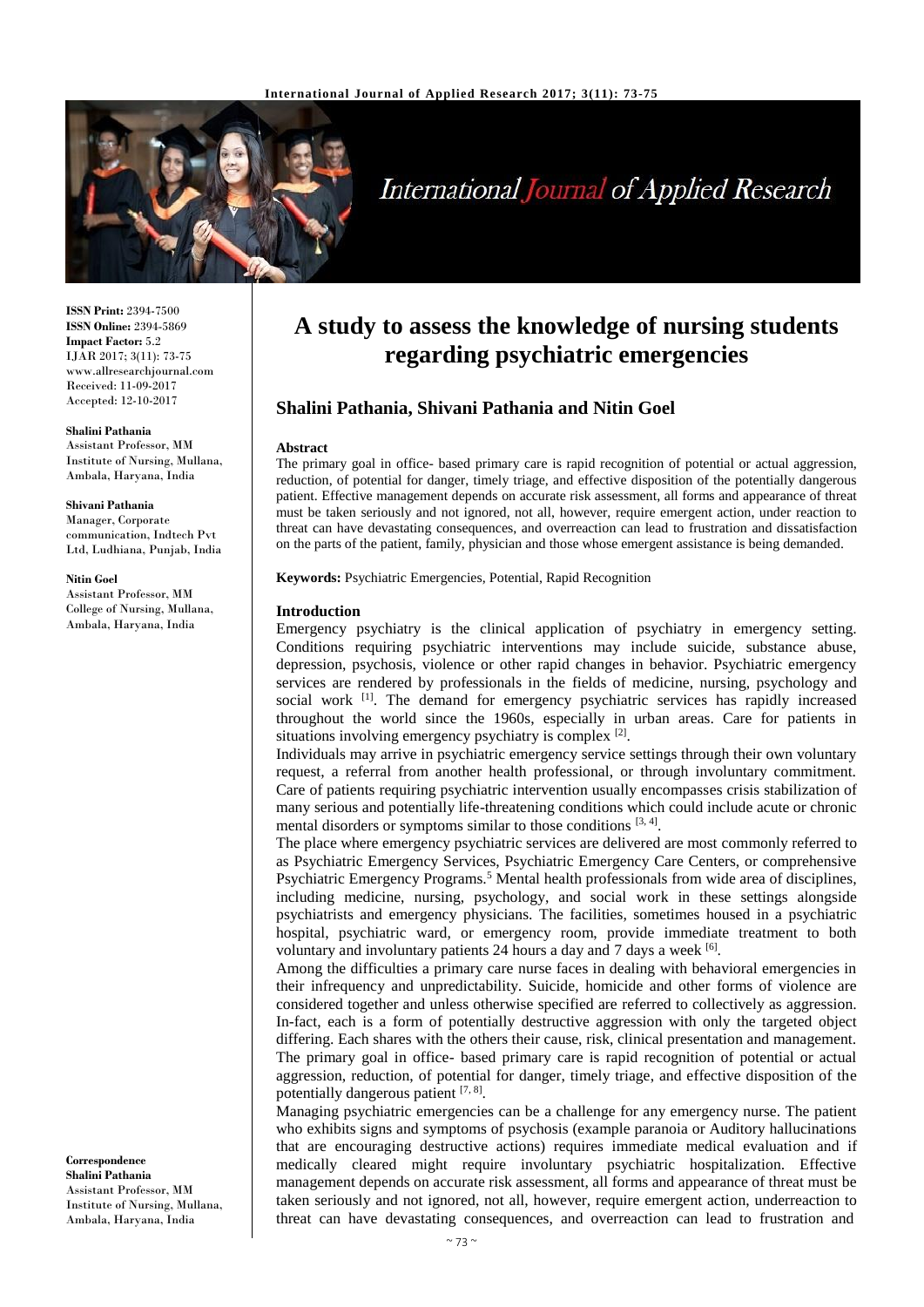**ISSN Print:** 2394-7500
**ISSN Online:** 2394-5869
**Impact Factor:** 5.2
IJAR 2017; 3(11): 73-75
www.allresearchjournal.com
Received: 11-09-2017
Accepted: 12-10-2017

**Shalini Pathania**
Assistant Professor, MM Institute of Nursing, Mullana, Ambala, Haryana, India

**Shivani Pathania**
Manager, Corporate communication, Indtech Pvt Ltd, Ludhiana, Punjab, India

**Nitin Goel**
Assistant Professor, MM College of Nursing, Mullana, Ambala, Haryana, India

**Correspondence**
**Shalini Pathania**
Assistant Professor, MM Institute of Nursing, Mullana, Ambala, Haryana, India

# A study to assess the knowledge of nursing students regarding psychiatric emergencies

## Shalini Pathania, Shivani Pathania and Nitin Goel

### Abstract

The primary goal in office- based primary care is rapid recognition of potential or actual aggression, reduction, of potential for danger, timely triage, and effective disposition of the potentially dangerous patient. Effective management depends on accurate risk assessment, all forms and appearance of threat must be taken seriously and not ignored, not all, however, require emergent action, under reaction to threat can have devastating consequences, and overreaction can lead to frustration and dissatisfaction on the parts of the patient, family, physician and those whose emergent assistance is being demanded.

**Keywords:** Psychiatric Emergencies, Potential, Rapid Recognition

### Introduction

Emergency psychiatry is the clinical application of psychiatry in emergency setting. Conditions requiring psychiatric interventions may include suicide, substance abuse, depression, psychosis, violence or other rapid changes in behavior. Psychiatric emergency services are rendered by professionals in the fields of medicine, nursing, psychology and social work [1]. The demand for emergency psychiatric services has rapidly increased throughout the world since the 1960s, especially in urban areas. Care for patients in situations involving emergency psychiatry is complex [2].

Individuals may arrive in psychiatric emergency service settings through their own voluntary request, a referral from another health professional, or through involuntary commitment. Care of patients requiring psychiatric intervention usually encompasses crisis stabilization of many serious and potentially life-threatening conditions which could include acute or chronic mental disorders or symptoms similar to those conditions [3, 4].

The place where emergency psychiatric services are delivered are most commonly referred to as Psychiatric Emergency Services, Psychiatric Emergency Care Centers, or comprehensive Psychiatric Emergency Programs.[5] Mental health professionals from wide area of disciplines, including medicine, nursing, psychology, and social work in these settings alongside psychiatrists and emergency physicians. The facilities, sometimes housed in a psychiatric hospital, psychiatric ward, or emergency room, provide immediate treatment to both voluntary and involuntary patients 24 hours a day and 7 days a week [6].

Among the difficulties a primary care nurse faces in dealing with behavioral emergencies in their infrequency and unpredictability. Suicide, homicide and other forms of violence are considered together and unless otherwise specified are referred to collectively as aggression. In-fact, each is a form of potentially destructive aggression with only the targeted object differing. Each shares with the others their cause, risk, clinical presentation and management. The primary goal in office- based primary care is rapid recognition of potential or actual aggression, reduction, of potential for danger, timely triage, and effective disposition of the potentially dangerous patient [7, 8].

Managing psychiatric emergencies can be a challenge for any emergency nurse. The patient who exhibits signs and symptoms of psychosis (example paranoia or Auditory hallucinations that are encouraging destructive actions) requires immediate medical evaluation and if medically cleared might require involuntary psychiatric hospitalization. Effective management depends on accurate risk assessment, all forms and appearance of threat must be taken seriously and not ignored, not all, however, require emergent action, underreaction to threat can have devastating consequences, and overreaction can lead to frustration and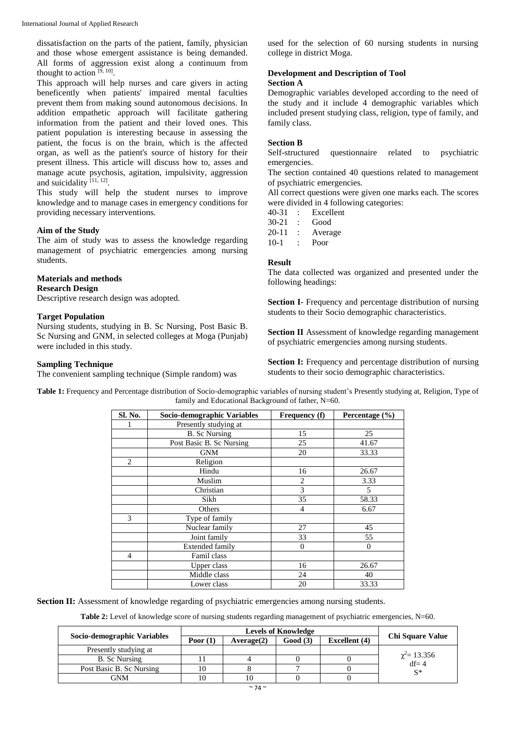dissatisfaction on the parts of the patient, family, physician and those whose emergent assistance is being demanded. All forms of aggression exist along a continuum from thought to action [9, 10].

This approach will help nurses and care givers in acting beneficently when patients' impaired mental faculties prevent them from making sound autonomous decisions. In addition empathetic approach will facilitate gathering information from the patient and their loved ones. This patient population is interesting because in assessing the patient, the focus is on the brain, which is the affected organ, as well as the patient's source of history for their present illness. This article will discuss how to, asses and manage acute psychosis, agitation, impulsivity, aggression and suicidality [11, 12].

This study will help the student nurses to improve knowledge and to manage cases in emergency conditions for providing necessary interventions.

**Aim of the Study**

The aim of study was to assess the knowledge regarding management of psychiatric emergencies among nursing students.

**Materials and methods**

**Research Design**

Descriptive research design was adopted.

**Target Population**

Nursing students, studying in B. Sc Nursing, Post Basic B. Sc Nursing and GNM, in selected colleges at Moga (Punjab) were included in this study.

**Sampling Technique**

The convenient sampling technique (Simple random) was used for the selection of 60 nursing students in nursing college in district Moga.

**Development and Description of Tool**

**Section A**

Demographic variables developed according to the need of the study and it include 4 demographic variables which included present studying class, religion, type of family, and family class.

**Section B**

Self-structured questionnaire related to psychiatric emergencies.

The section contained 40 questions related to management of psychiatric emergencies.

All correct questions were given one marks each. The scores were divided in 4 following categories:

40-31 : Excellent
30-21 : Good
20-11 : Average
10-1 : Poor

**Result**

The data collected was organized and presented under the following headings:

**Section I**- Frequency and percentage distribution of nursing students to their Socio demographic characteristics.

**Section II** Assessment of knowledge regarding management of psychiatric emergencies among nursing students.

**Section I:** Frequency and percentage distribution of nursing students to their socio demographic characteristics.

**Table 1:** Frequency and Percentage distribution of Socio-demographic variables of nursing student's Presently studying at, Religion, Type of family and Educational Background of father, N=60.

| Sl. No. | Socio-demographic Variables | Frequency (f) | Percentage (%) |
|---|---|---|---|
| 1 | Presently studying at | | |
| | B. Sc Nursing | 15 | 25 |
| | Post Basic B. Sc Nursing | 25 | 41.67 |
| | GNM | 20 | 33.33 |
| 2 | Religion | | |
| | Hindu | 16 | 26.67 |
| | Muslim | 2 | 3.33 |
| | Christian | 3 | 5 |
| | Sikh | 35 | 58.33 |
| | Others | 4 | 6.67 |
| 3 | Type of family | | |
| | Nuclear family | 27 | 45 |
| | Joint family | 33 | 55 |
| | Extended family | 0 | 0 |
| 4 | Famil class | | |
| | Upper class | 16 | 26.67 |
| | Middle class | 24 | 40 |
| | Lower class | 20 | 33.33 |

**Section II:** Assessment of knowledge regarding of psychiatric emergencies among nursing students.

**Table 2:** Level of knowledge score of nursing students regarding management of psychiatric emergencies, N=60.

| Socio-demographic Variables | Levels of Knowledge | | | | Chi Square Value |
|---|---|---|---|---|---|
| | Poor (1) | Average(2) | Good (3) | Excellent (4) | |
| Presently studying at | | | | | $\chi^2$= 13.356 df= 4 S* |
| B. Sc Nursing | 11 | 4 | 0 | 0 | |
| Post Basic B. Sc Nursing | 10 | 8 | 7 | 0 | |
| GNM | 10 | 10 | 0 | 0 | |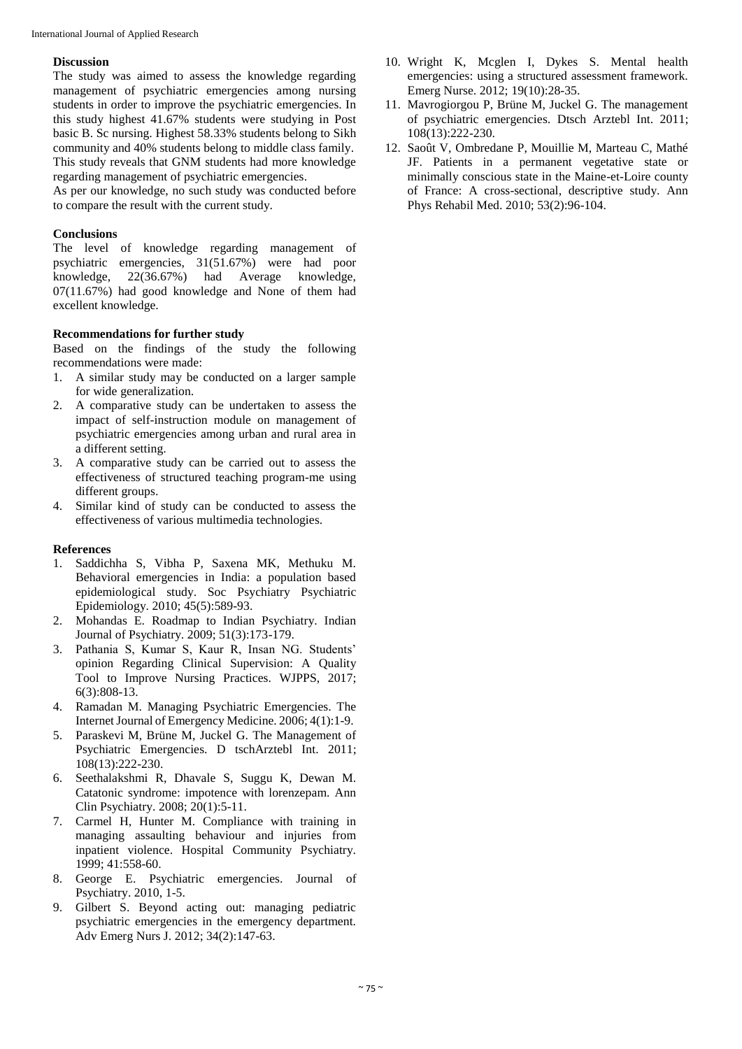### Discussion

The study was aimed to assess the knowledge regarding management of psychiatric emergencies among nursing students in order to improve the psychiatric emergencies. In this study highest 41.67% students were studying in Post basic B. Sc nursing. Highest 58.33% students belong to Sikh community and 40% students belong to middle class family. This study reveals that GNM students had more knowledge regarding management of psychiatric emergencies.

As per our knowledge, no such study was conducted before to compare the result with the current study.

### Conclusions

The level of knowledge regarding management of psychiatric emergencies, 31(51.67%) were had poor knowledge, 22(36.67%) had Average knowledge, 07(11.67%) had good knowledge and None of them had excellent knowledge.

### Recommendations for further study

Based on the findings of the study the following recommendations were made:

1. A similar study may be conducted on a larger sample for wide generalization.
2. A comparative study can be undertaken to assess the impact of self-instruction module on management of psychiatric emergencies among urban and rural area in a different setting.
3. A comparative study can be carried out to assess the effectiveness of structured teaching program-me using different groups.
4. Similar kind of study can be conducted to assess the effectiveness of various multimedia technologies.

### References

1. Saddichha S, Vibha P, Saxena MK, Methuku M. Behavioral emergencies in India: a population based epidemiological study. Soc Psychiatry Psychiatric Epidemiology. 2010; 45(5):589-93.
2. Mohandas E. Roadmap to Indian Psychiatry. Indian Journal of Psychiatry. 2009; 51(3):173-179.
3. Pathania S, Kumar S, Kaur R, Insan NG. Students' opinion Regarding Clinical Supervision: A Quality Tool to Improve Nursing Practices. WJPPS, 2017; 6(3):808-13.
4. Ramadan M. Managing Psychiatric Emergencies. The Internet Journal of Emergency Medicine. 2006; 4(1):1-9.
5. Paraskevi M, Brüne M, Juckel G. The Management of Psychiatric Emergencies. D tschArztebl Int. 2011; 108(13):222-230.
6. Seethalakshmi R, Dhavale S, Suggu K, Dewan M. Catatonic syndrome: impotence with lorenzepam. Ann Clin Psychiatry. 2008; 20(1):5-11.
7. Carmel H, Hunter M. Compliance with training in managing assaulting behaviour and injuries from inpatient violence. Hospital Community Psychiatry. 1999; 41:558-60.
8. George E. Psychiatric emergencies. Journal of Psychiatry. 2010, 1-5.
9. Gilbert S. Beyond acting out: managing pediatric psychiatric emergencies in the emergency department. Adv Emerg Nurs J. 2012; 34(2):147-63.
10. Wright K, Mcglen I, Dykes S. Mental health emergencies: using a structured assessment framework. Emerg Nurse. 2012; 19(10):28-35.
11. Mavrogiorgou P, Brüne M, Juckel G. The management of psychiatric emergencies. Dtsch Arztebl Int. 2011; 108(13):222-230.
12. Saoût V, Ombredane P, Mouillie M, Marteau C, Mathé JF. Patients in a permanent vegetative state or minimally conscious state in the Maine-et-Loire county of France: A cross-sectional, descriptive study. Ann Phys Rehabil Med. 2010; 53(2):96-104.